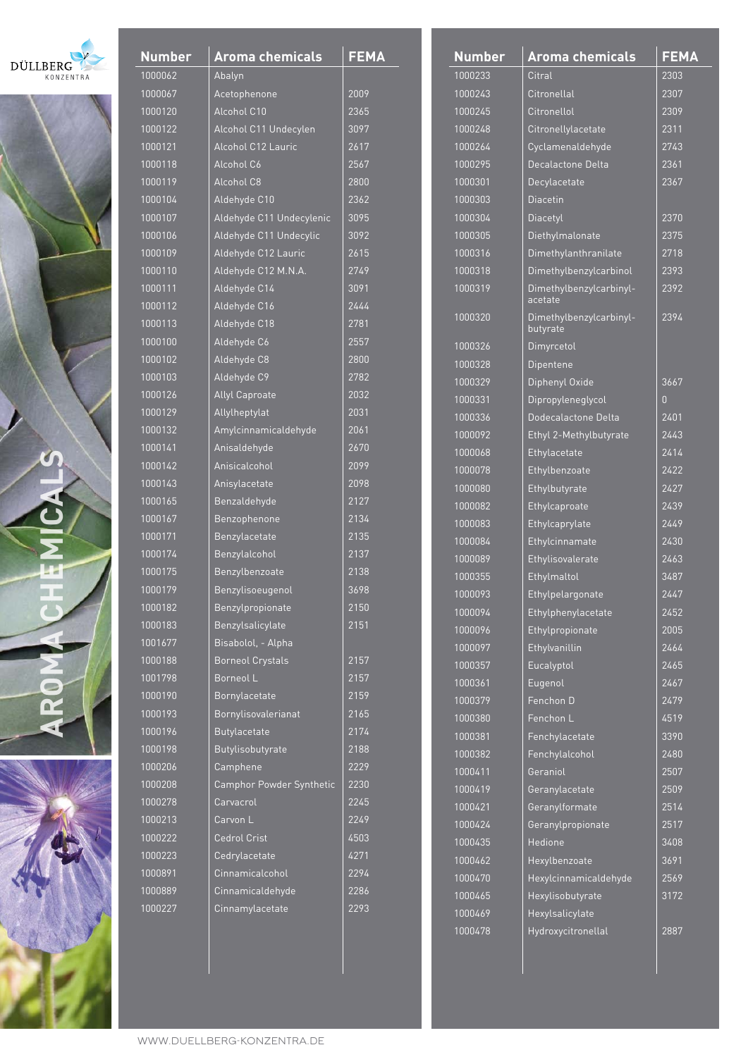# AROMA CHEMICALS

| Number | Aroma chemicals | FEMA |
|---|---|---|
| 1000062 | Abalyn | |
| 1000067 | Acetophenone | 2009 |
| 1000120 | Alcohol C10 | 2365 |
| 1000122 | Alcohol C11 Undecylen | 3097 |
| 1000121 | Alcohol C12 Lauric | 2617 |
| 1000118 | Alcohol C6 | 2567 |
| 1000119 | Alcohol C8 | 2800 |
| 1000104 | Aldehyde C10 | 2362 |
| 1000107 | Aldehyde C11 Undecylenic | 3095 |
| 1000106 | Aldehyde C11 Undecylic | 3092 |
| 1000109 | Aldehyde C12 Lauric | 2615 |
| 1000110 | Aldehyde C12 M.N.A. | 2749 |
| 1000111 | Aldehyde C14 | 3091 |
| 1000112 | Aldehyde C16 | 2444 |
| 1000113 | Aldehyde C18 | 2781 |
| 1000100 | Aldehyde C6 | 2557 |
| 1000102 | Aldehyde C8 | 2800 |
| 1000103 | Aldehyde C9 | 2782 |
| 1000126 | Allyl Caproate | 2032 |
| 1000129 | Allylheptylat | 2031 |
| 1000132 | Amylcinnamicaldehyde | 2061 |
| 1000141 | Anisaldehyde | 2670 |
| 1000142 | Anisicalcohol | 2099 |
| 1000143 | Anisylacetate | 2098 |
| 1000165 | Benzaldehyde | 2127 |
| 1000167 | Benzophenone | 2134 |
| 1000171 | Benzylacetate | 2135 |
| 1000174 | Benzylalcohol | 2137 |
| 1000175 | Benzylbenzoate | 2138 |
| 1000179 | Benzylisoeugenol | 3698 |
| 1000182 | Benzylpropionate | 2150 |
| 1000183 | Benzylsalicylate | 2151 |
| 1001677 | Bisabolol, - Alpha | |
| 1000188 | Borneol Crystals | 2157 |
| 1001798 | Borneol L | 2157 |
| 1000190 | Bornylacetate | 2159 |
| 1000193 | Bornylisovalerianat | 2165 |
| 1000196 | Butylacetate | 2174 |
| 1000198 | Butylisobutyrate | 2188 |
| 1000206 | Camphene | 2229 |
| 1000208 | Camphor Powder Synthetic | 2230 |
| 1000278 | Carvacrol | 2245 |
| 1000213 | Carvon L | 2249 |
| 1000222 | Cedrol Crist | 4503 |
| 1000223 | Cedrylacetate | 4271 |
| 1000891 | Cinnamicalcohol | 2294 |
| 1000889 | Cinnamicaldehyde | 2286 |
| 1000227 | Cinnamylacetate | 2293 |

| Number | Aroma chemicals | FEMA |
|---|---|---|
| 1000233 | Citral | 2303 |
| 1000243 | Citronellal | 2307 |
| 1000245 | Citronellol | 2309 |
| 1000248 | Citronellylacetate | 2311 |
| 1000264 | Cyclamenaldehyde | 2743 |
| 1000295 | Decalactone Delta | 2361 |
| 1000301 | Decylacetate | 2367 |
| 1000303 | Diacetin | |
| 1000304 | Diacetyl | 2370 |
| 1000305 | Diethylmalonate | 2375 |
| 1000316 | Dimethylanthranilate | 2718 |
| 1000318 | Dimethylbenzylcarbinol | 2393 |
| 1000319 | Dimethylbenzylcarbinyl-acetate | 2392 |
| 1000320 | Dimethylbenzylcarbinyl-butyrate | 2394 |
| 1000326 | Dimyrcetol | |
| 1000328 | Dipentene | |
| 1000329 | Diphenyl Oxide | 3667 |
| 1000331 | Dipropyleneglycol | 0 |
| 1000336 | Dodecalactone Delta | 2401 |
| 1000092 | Ethyl 2-Methylbutyrate | 2443 |
| 1000068 | Ethylacetate | 2414 |
| 1000078 | Ethylbenzoate | 2422 |
| 1000080 | Ethylbutyrate | 2427 |
| 1000082 | Ethylcaproate | 2439 |
| 1000083 | Ethylcaprylate | 2449 |
| 1000084 | Ethylcinnamate | 2430 |
| 1000089 | Ethylisovalerate | 2463 |
| 1000355 | Ethylmaltol | 3487 |
| 1000093 | Ethylpelargonate | 2447 |
| 1000094 | Ethylphenylacetate | 2452 |
| 1000096 | Ethylpropionate | 2005 |
| 1000097 | Ethylvanillin | 2464 |
| 1000357 | Eucalyptol | 2465 |
| 1000361 | Eugenol | 2467 |
| 1000379 | Fenchon D | 2479 |
| 1000380 | Fenchon L | 4519 |
| 1000381 | Fenchylacetate | 3390 |
| 1000382 | Fenchylalcohol | 2480 |
| 1000411 | Geraniol | 2507 |
| 1000419 | Geranylacetate | 2509 |
| 1000421 | Geranylformate | 2514 |
| 1000424 | Geranylpropionate | 2517 |
| 1000435 | Hedione | 3408 |
| 1000462 | Hexylbenzoate | 3691 |
| 1000470 | Hexylcinnamicaldehyde | 2569 |
| 1000465 | Hexylisobutyrate | 3172 |
| 1000469 | Hexylsalicylate | |
| 1000478 | Hydroxycitronellal | 2887 |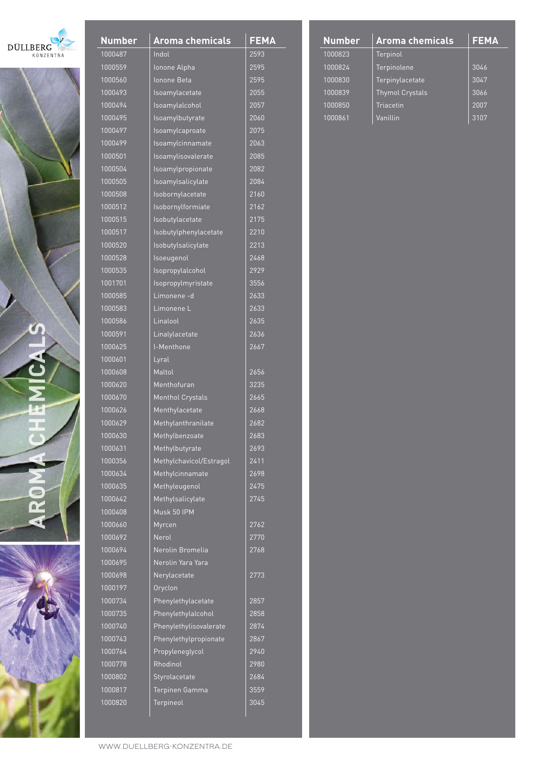AROMA CHEMICALS

| Number | Aroma chemicals | FEMA |
|---|---|---|
| 1000487 | Indol | 2593 |
| 1000559 | Ionone Alpha | 2595 |
| 1000560 | Ionone Beta | 2595 |
| 1000493 | Isoamylacetate | 2055 |
| 1000494 | Isoamylalcohol | 2057 |
| 1000495 | Isoamylbutyrate | 2060 |
| 1000497 | Isoamylcaproate | 2075 |
| 1000499 | Isoamylcinnamate | 2063 |
| 1000501 | Isoamylisovalerate | 2085 |
| 1000504 | Isoamylpropionate | 2082 |
| 1000505 | Isoamylsalicylate | 2084 |
| 1000508 | Isobornylacetate | 2160 |
| 1000512 | Isobornylformiate | 2162 |
| 1000515 | Isobutylacetate | 2175 |
| 1000517 | Isobutylphenylacetate | 2210 |
| 1000520 | Isobutylsalicylate | 2213 |
| 1000528 | Isoeugenol | 2468 |
| 1000535 | Isopropylalcohol | 2929 |
| 1001701 | Isopropylmyristate | 3556 |
| 1000585 | Limonene -d | 2633 |
| 1000583 | Limonene L | 2633 |
| 1000586 | Linalool | 2635 |
| 1000591 | Linalylacetate | 2636 |
| 1000625 | l-Menthone | 2667 |
| 1000601 | Lyral | |
| 1000608 | Maltol | 2656 |
| 1000620 | Menthofuran | 3235 |
| 1000670 | Menthol Crystals | 2665 |
| 1000626 | Menthylacetate | 2668 |
| 1000629 | Methylanthranilate | 2682 |
| 1000630 | Methylbenzoate | 2683 |
| 1000631 | Methylbutyrate | 2693 |
| 1000356 | Methylchavicol/Estragol | 2411 |
| 1000634 | Methylcinnamate | 2698 |
| 1000635 | Methyleugenol | 2475 |
| 1000642 | Methylsalicylate | 2745 |
| 1000408 | Musk 50 IPM | |
| 1000660 | Myrcen | 2762 |
| 1000692 | Nerol | 2770 |
| 1000694 | Nerolin Bromelia | 2768 |
| 1000695 | Nerolin Yara Yara | |
| 1000698 | Nerylacetate | 2773 |
| 1000197 | Oryclon | |
| 1000734 | Phenylethylacetate | 2857 |
| 1000735 | Phenylethylalcohol | 2858 |
| 1000740 | Phenylethylisovalerate | 2874 |
| 1000743 | Phenylethylpropionate | 2867 |
| 1000764 | Propyleneglycol | 2940 |
| 1000778 | Rhodinol | 2980 |
| 1000802 | Styrolacetate | 2684 |
| 1000817 | Terpinen Gamma | 3559 |
| 1000820 | Terpineol | 3045 |
| 1000823 | Terpinol | |
| 1000824 | Terpinolene | 3046 |
| 1000830 | Terpinylacetate | 3047 |
| 1000839 | Thymol Crystals | 3066 |
| 1000850 | Triacetin | 2007 |
| 1000861 | Vanillin | 3107 |

WWW.DUELLBERG-KONZENTRA.DE